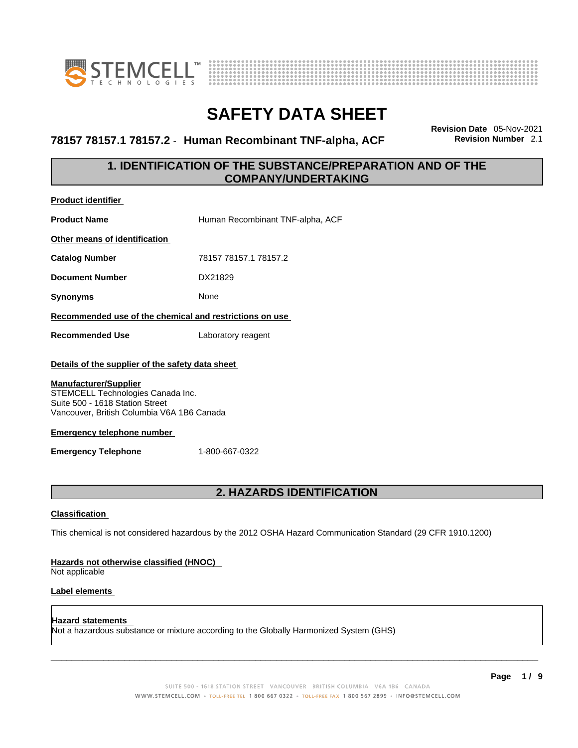# SAFETY DATA SHEET

**78157 78157.1 78157.2 - Human Recombinant TNF-alpha, ACF**

**Revision Date** 05-Nov-2021
**Revision Number** 2.1

## 1. IDENTIFICATION OF THE SUBSTANCE/PREPARATION AND OF THE COMPANY/UNDERTAKING

**Product identifier**

**Product Name** Human Recombinant TNF-alpha, ACF

**Other means of identification**

**Catalog Number** 78157 78157.1 78157.2

**Document Number** DX21829

**Synonyms** None

**Recommended use of the chemical and restrictions on use**

**Recommended Use** Laboratory reagent

**Details of the supplier of the safety data sheet**

**Manufacturer/Supplier**
STEMCELL Technologies Canada Inc.
Suite 500 - 1618 Station Street
Vancouver, British Columbia V6A 1B6 Canada

**Emergency telephone number**

**Emergency Telephone** 1-800-667-0322

## 2. HAZARDS IDENTIFICATION

**Classification**

This chemical is not considered hazardous by the 2012 OSHA Hazard Communication Standard (29 CFR 1910.1200)

**Hazards not otherwise classified (HNOC)**
Not applicable

**Label elements**

**Hazard statements**
Not a hazardous substance or mixture according to the Globally Harmonized System (GHS)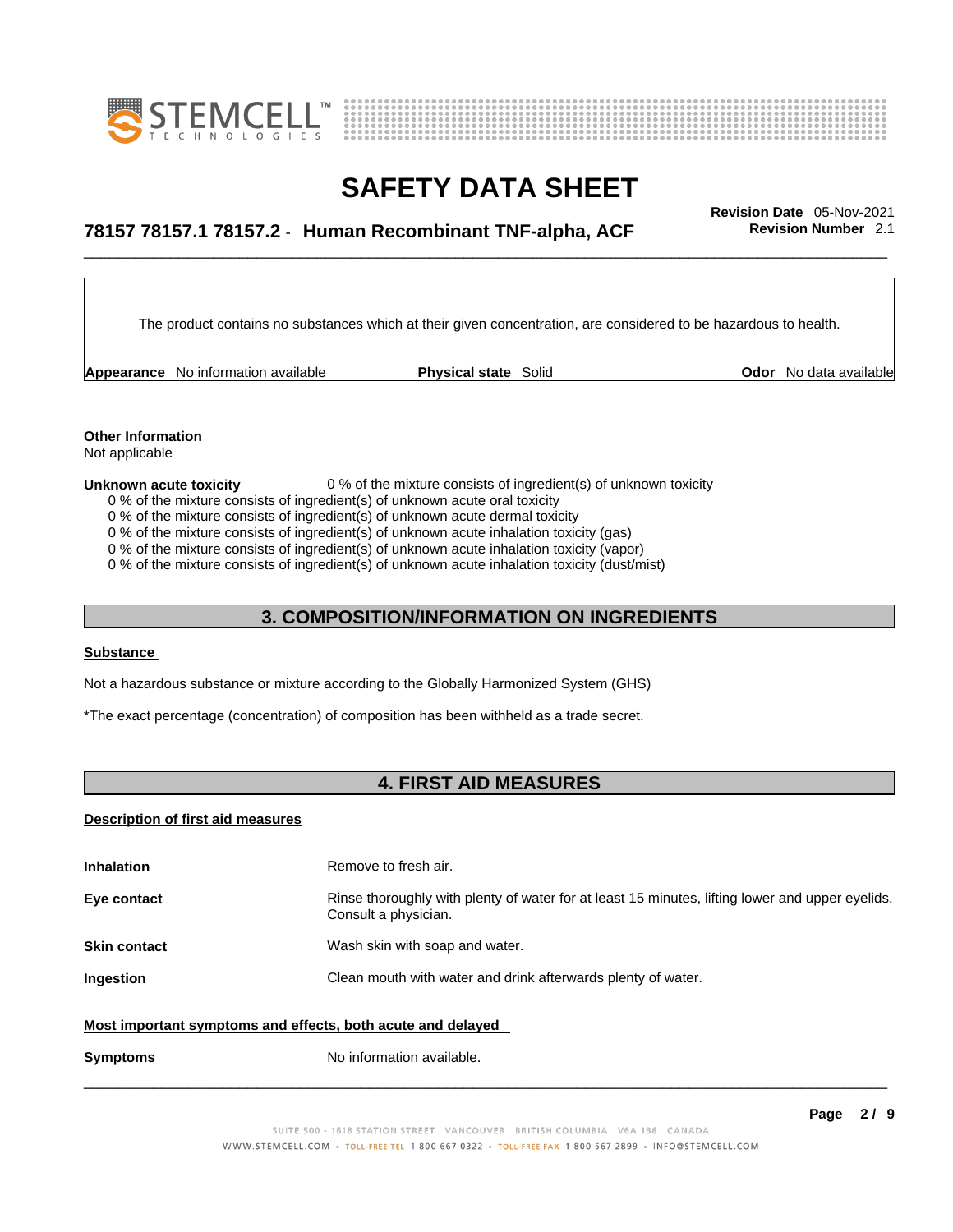The product contains no substances which at their given concentration, are considered to be hazardous to health.

**Appearance** No information available **Physical state** Solid **Odor** No data available

**Other Information**
Not applicable

**Unknown acute toxicity** 0 % of the mixture consists of ingredient(s) of unknown toxicity
0 % of the mixture consists of ingredient(s) of unknown acute oral toxicity
0 % of the mixture consists of ingredient(s) of unknown acute dermal toxicity
0 % of the mixture consists of ingredient(s) of unknown acute inhalation toxicity (gas)
0 % of the mixture consists of ingredient(s) of unknown acute inhalation toxicity (vapor)
0 % of the mixture consists of ingredient(s) of unknown acute inhalation toxicity (dust/mist)

## 3. COMPOSITION/INFORMATION ON INGREDIENTS

**Substance**

Not a hazardous substance or mixture according to the Globally Harmonized System (GHS)

*The exact percentage (concentration) of composition has been withheld as a trade secret.

## 4. FIRST AID MEASURES

**Description of first aid measures**

| | |
|---|---|
| **Inhalation** | Remove to fresh air. |
| **Eye contact** | Rinse thoroughly with plenty of water for at least 15 minutes, lifting lower and upper eyelids. Consult a physician. |
| **Skin contact** | Wash skin with soap and water. |
| **Ingestion** | Clean mouth with water and drink afterwards plenty of water. |

**Most important symptoms and effects, both acute and delayed**

| | |
|---|---|
| **Symptoms** | No information available. |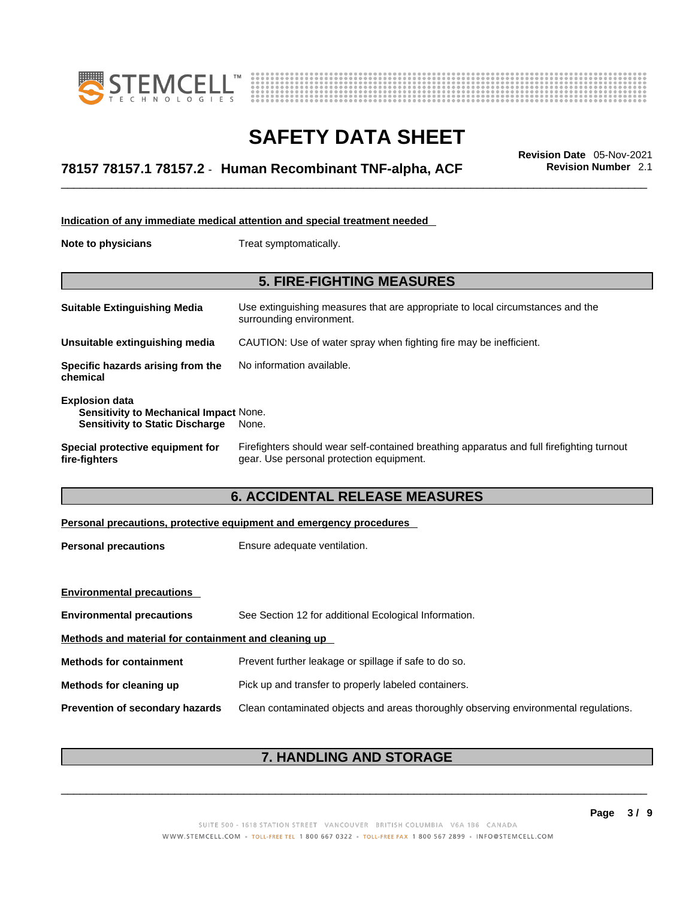**Indication of any immediate medical attention and special treatment needed**

**Note to physicians** Treat symptomatically.

## 5. FIRE-FIGHTING MEASURES

**Suitable Extinguishing Media** Use extinguishing measures that are appropriate to local circumstances and the surrounding environment.

**Unsuitable extinguishing media** CAUTION: Use of water spray when fighting fire may be inefficient.

**Specific hazards arising from the chemical** No information available.

**Explosion data**
- **Sensitivity to Mechanical Impact** None.
- **Sensitivity to Static Discharge** None.

**Special protective equipment for fire-fighters** Firefighters should wear self-contained breathing apparatus and full firefighting turnout gear. Use personal protection equipment.

## 6. ACCIDENTAL RELEASE MEASURES

**Personal precautions, protective equipment and emergency procedures**

**Personal precautions** Ensure adequate ventilation.

**Environmental precautions**

**Environmental precautions** See Section 12 for additional Ecological Information.

**Methods and material for containment and cleaning up**

**Methods for containment** Prevent further leakage or spillage if safe to do so.

**Methods for cleaning up** Pick up and transfer to properly labeled containers.

**Prevention of secondary hazards** Clean contaminated objects and areas thoroughly observing environmental regulations.

## 7. HANDLING AND STORAGE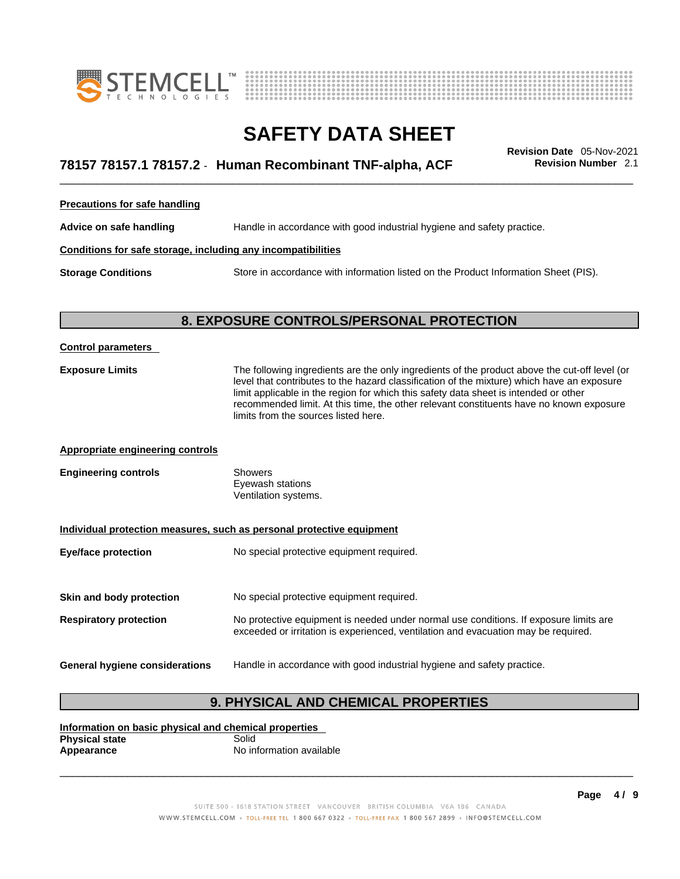**Precautions for safe handling**

**Advice on safe handling** Handle in accordance with good industrial hygiene and safety practice.

**Conditions for safe storage, including any incompatibilities**

**Storage Conditions** Store in accordance with information listed on the Product Information Sheet (PIS).

## 8. EXPOSURE CONTROLS/PERSONAL PROTECTION

**Control parameters**

**Exposure Limits** The following ingredients are the only ingredients of the product above the cut-off level (or level that contributes to the hazard classification of the mixture) which have an exposure limit applicable in the region for which this safety data sheet is intended or other recommended limit. At this time, the other relevant constituents have no known exposure limits from the sources listed here.

**Appropriate engineering controls**

**Engineering controls** Showers
Eyewash stations
Ventilation systems.

**Individual protection measures, such as personal protective equipment**

**Eye/face protection** No special protective equipment required.

**Skin and body protection** No special protective equipment required.

**Respiratory protection** No protective equipment is needed under normal use conditions. If exposure limits are exceeded or irritation is experienced, ventilation and evacuation may be required.

**General hygiene considerations** Handle in accordance with good industrial hygiene and safety practice.

## 9. PHYSICAL AND CHEMICAL PROPERTIES

**Information on basic physical and chemical properties**

**Physical state** Solid
**Appearance** No information available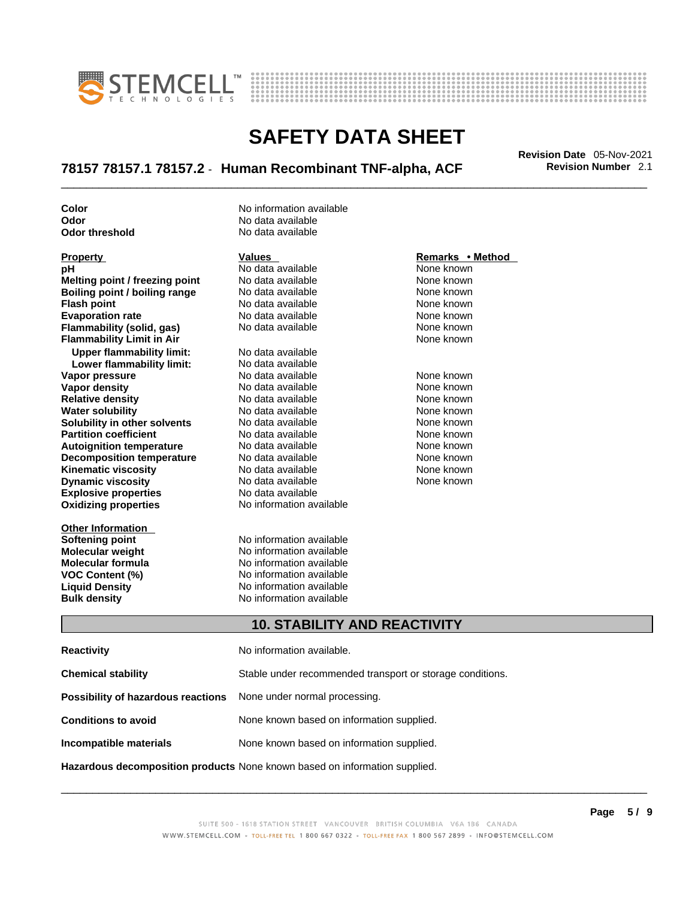| | |
|---|---|
| **Color** | No information available |
| **Odor** | No data available |
| **Odor threshold** | No data available |

| Property | Values | Remarks • Method |
|---|---|---|
| **pH** | No data available | None known |
| **Melting point / freezing point** | No data available | None known |
| **Boiling point / boiling range** | No data available | None known |
| **Flash point** | No data available | None known |
| **Evaporation rate** | No data available | None known |
| **Flammability (solid, gas)** | No data available | None known |
| **Flammability Limit in Air** | | None known |
| **Upper flammability limit:** | No data available | |
| **Lower flammability limit:** | No data available | |
| **Vapor pressure** | No data available | None known |
| **Vapor density** | No data available | None known |
| **Relative density** | No data available | None known |
| **Water solubility** | No data available | None known |
| **Solubility in other solvents** | No data available | None known |
| **Partition coefficient** | No data available | None known |
| **Autoignition temperature** | No data available | None known |
| **Decomposition temperature** | No data available | None known |
| **Kinematic viscosity** | No data available | None known |
| **Dynamic viscosity** | No data available | None known |
| **Explosive properties** | No data available | |
| **Oxidizing properties** | No information available | |

| Other Information | |
|---|---|
| **Softening point** | No information available |
| **Molecular weight** | No information available |
| **Molecular formula** | No information available |
| **VOC Content (%)** | No information available |
| **Liquid Density** | No information available |
| **Bulk density** | No information available |

## 10. STABILITY AND REACTIVITY

| | |
|---|---|
| **Reactivity** | No information available. |
| **Chemical stability** | Stable under recommended transport or storage conditions. |
| **Possibility of hazardous reactions** | None under normal processing. |
| **Conditions to avoid** | None known based on information supplied. |
| **Incompatible materials** | None known based on information supplied. |
| **Hazardous decomposition products** | None known based on information supplied. |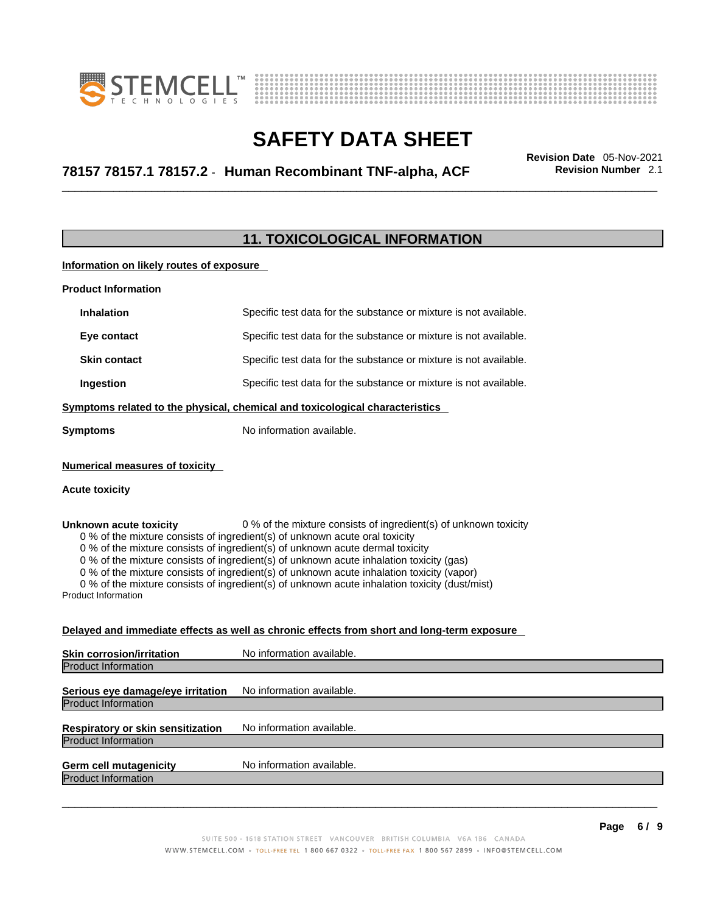## 11. TOXICOLOGICAL INFORMATION

**Information on likely routes of exposure**

**Product Information**

| | |
|---|---|
| **Inhalation** | Specific test data for the substance or mixture is not available. |
| **Eye contact** | Specific test data for the substance or mixture is not available. |
| **Skin contact** | Specific test data for the substance or mixture is not available. |
| **Ingestion** | Specific test data for the substance or mixture is not available. |

**Symptoms related to the physical, chemical and toxicological characteristics**

**Symptoms** No information available.

**Numerical measures of toxicity**

**Acute toxicity**

**Unknown acute toxicity** 0 % of the mixture consists of ingredient(s) of unknown toxicity

0 % of the mixture consists of ingredient(s) of unknown acute oral toxicity
0 % of the mixture consists of ingredient(s) of unknown acute dermal toxicity
0 % of the mixture consists of ingredient(s) of unknown acute inhalation toxicity (gas)
0 % of the mixture consists of ingredient(s) of unknown acute inhalation toxicity (vapor)
0 % of the mixture consists of ingredient(s) of unknown acute inhalation toxicity (dust/mist)

Product Information

**Delayed and immediate effects as well as chronic effects from short and long-term exposure**

**Skin corrosion/irritation** No information available.

Product Information

**Serious eye damage/eye irritation** No information available.

Product Information

**Respiratory or skin sensitization** No information available.

Product Information

**Germ cell mutagenicity** No information available.

Product Information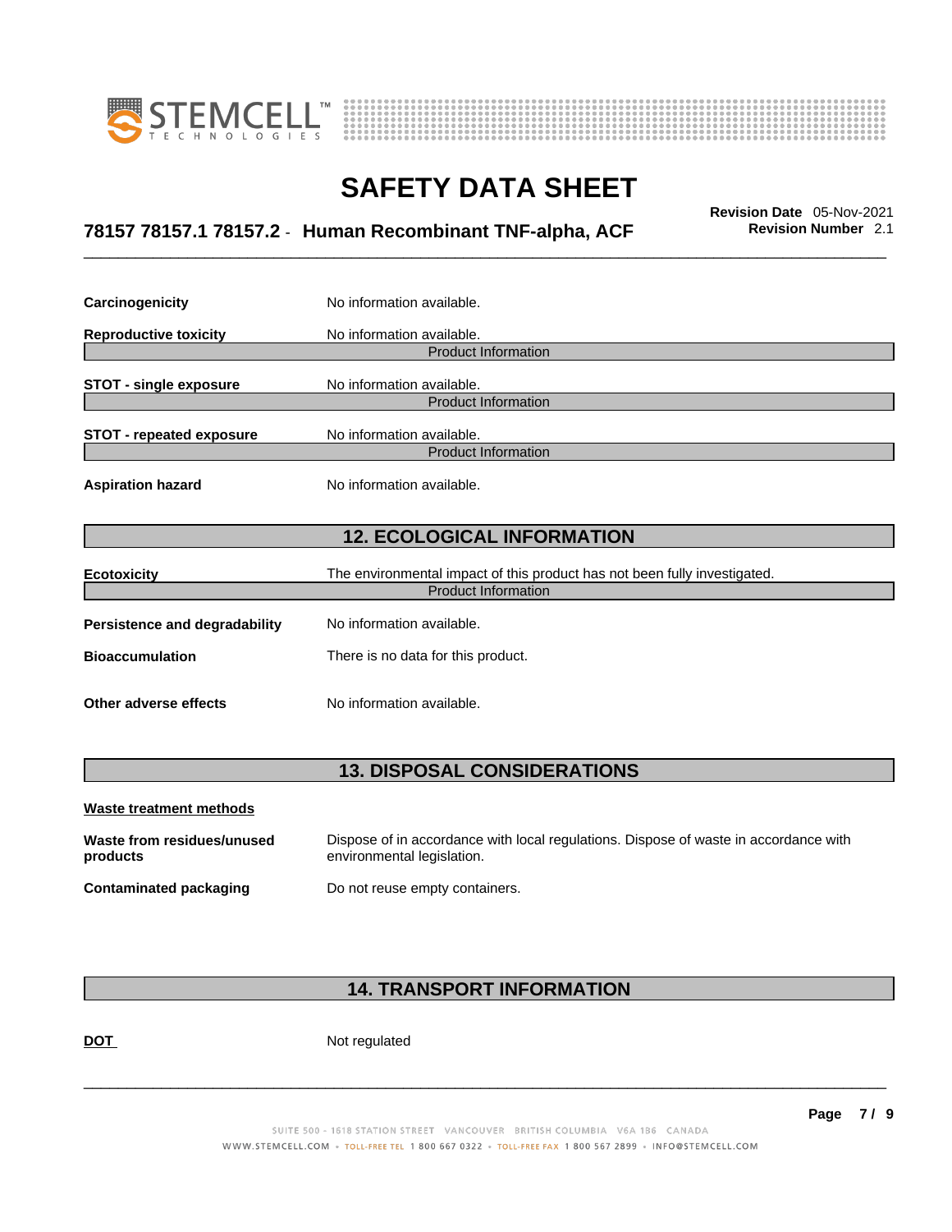**Carcinogenicity** No information available.

**Reproductive toxicity** No information available.

Product Information

**STOT - single exposure** No information available.

Product Information

**STOT - repeated exposure** No information available.

Product Information

**Aspiration hazard** No information available.

## 12. ECOLOGICAL INFORMATION

**Ecotoxicity** The environmental impact of this product has not been fully investigated.

Product Information

**Persistence and degradability** No information available.

**Bioaccumulation** There is no data for this product.

**Other adverse effects** No information available.

## 13. DISPOSAL CONSIDERATIONS

**Waste treatment methods**

**Waste from residues/unused products** Dispose of in accordance with local regulations. Dispose of waste in accordance with environmental legislation.

**Contaminated packaging** Do not reuse empty containers.

## 14. TRANSPORT INFORMATION

**DOT** Not regulated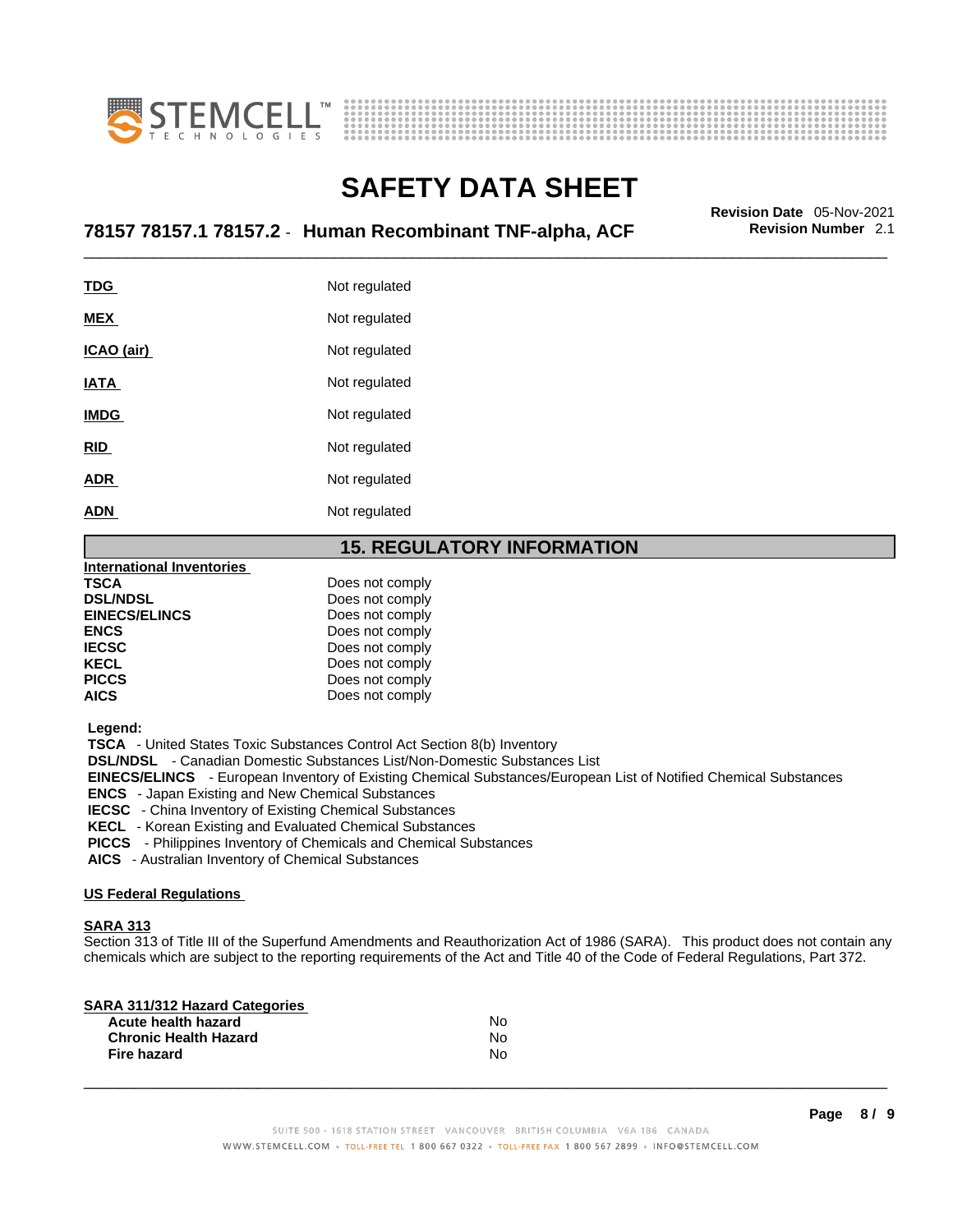| | |
|---|---|
| **TDG** | Not regulated |
| **MEX** | Not regulated |
| **ICAO (air)** | Not regulated |
| **IATA** | Not regulated |
| **IMDG** | Not regulated |
| **RID** | Not regulated |
| **ADR** | Not regulated |
| **ADN** | Not regulated |

## 15. REGULATORY INFORMATION

**International Inventories**

| | |
|---|---|
| **TSCA** | Does not comply |
| **DSL/NDSL** | Does not comply |
| **EINECS/ELINCS** | Does not comply |
| **ENCS** | Does not comply |
| **IECSC** | Does not comply |
| **KECL** | Does not comply |
| **PICCS** | Does not comply |
| **AICS** | Does not comply |

**Legend:**

**TSCA** - United States Toxic Substances Control Act Section 8(b) Inventory
**DSL/NDSL** - Canadian Domestic Substances List/Non-Domestic Substances List
**EINECS/ELINCS** - European Inventory of Existing Chemical Substances/European List of Notified Chemical Substances
**ENCS** - Japan Existing and New Chemical Substances
**IECSC** - China Inventory of Existing Chemical Substances
**KECL** - Korean Existing and Evaluated Chemical Substances
**PICCS** - Philippines Inventory of Chemicals and Chemical Substances
**AICS** - Australian Inventory of Chemical Substances

**US Federal Regulations**

**SARA 313**

Section 313 of Title III of the Superfund Amendments and Reauthorization Act of 1986 (SARA). This product does not contain any chemicals which are subject to the reporting requirements of the Act and Title 40 of the Code of Federal Regulations, Part 372.

**SARA 311/312 Hazard Categories**

| | |
|---|---|
| **Acute health hazard** | No |
| **Chronic Health Hazard** | No |
| **Fire hazard** | No |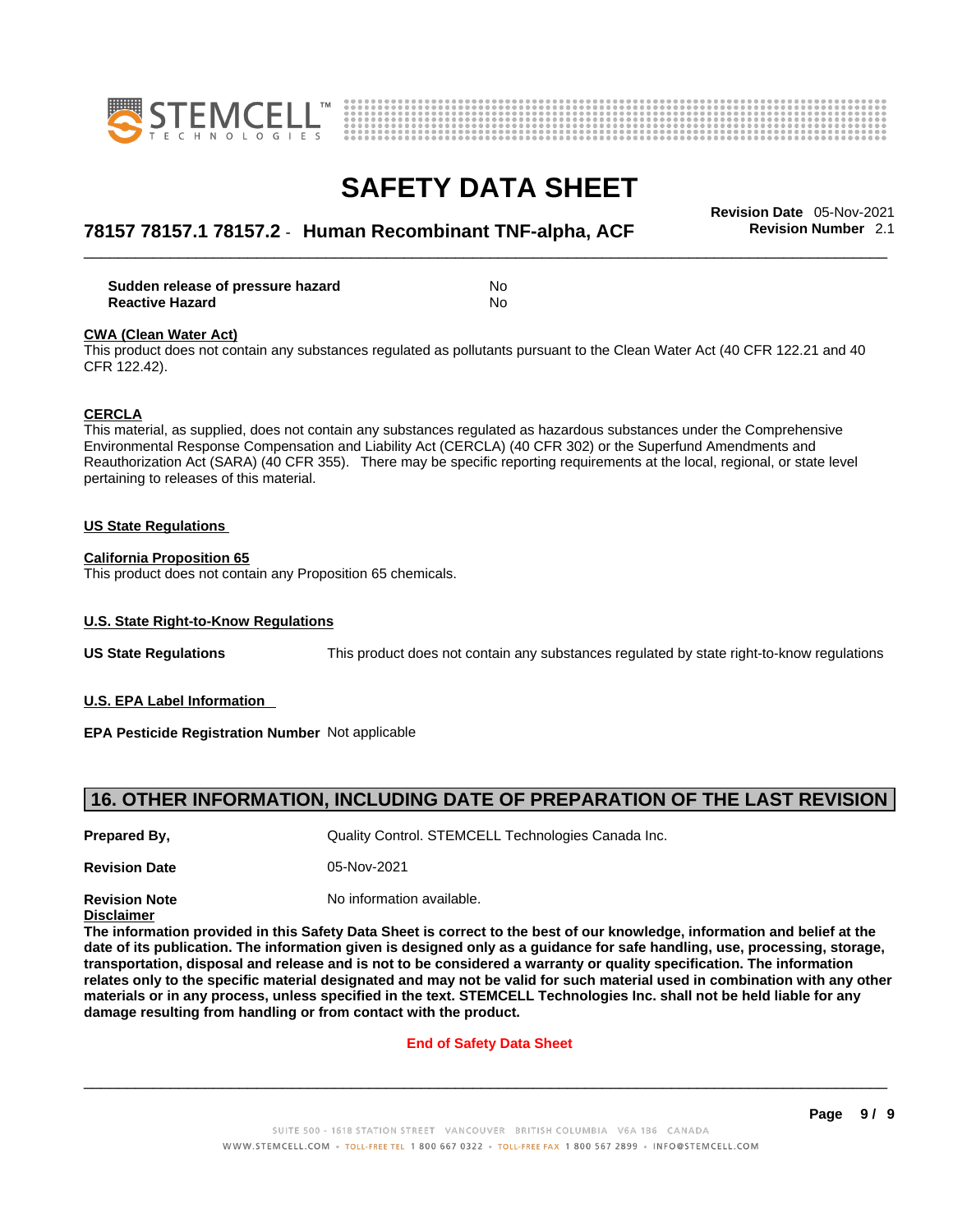| | |
|---|---|
| **Sudden release of pressure hazard** | No |
| **Reactive Hazard** | No |

**CWA (Clean Water Act)**

This product does not contain any substances regulated as pollutants pursuant to the Clean Water Act (40 CFR 122.21 and 40 CFR 122.42).

**CERCLA**

This material, as supplied, does not contain any substances regulated as hazardous substances under the Comprehensive Environmental Response Compensation and Liability Act (CERCLA) (40 CFR 302) or the Superfund Amendments and Reauthorization Act (SARA) (40 CFR 355). There may be specific reporting requirements at the local, regional, or state level pertaining to releases of this material.

**US State Regulations**

**California Proposition 65**

This product does not contain any Proposition 65 chemicals.

**U.S. State Right-to-Know Regulations**

| | |
|---|---|
| **US State Regulations** | This product does not contain any substances regulated by state right-to-know regulations |

**U.S. EPA Label Information**

| | |
|---|---|
| **EPA Pesticide Registration Number** | Not applicable |

## 16. OTHER INFORMATION, INCLUDING DATE OF PREPARATION OF THE LAST REVISION

| | |
|---|---|
| **Prepared By,** | Quality Control. STEMCELL Technologies Canada Inc. |
| **Revision Date** | 05-Nov-2021 |
| **Revision Note** | No information available. |

**Disclaimer**

**The information provided in this Safety Data Sheet is correct to the best of our knowledge, information and belief at the date of its publication. The information given is designed only as a guidance for safe handling, use, processing, storage, transportation, disposal and release and is not to be considered a warranty or quality specification. The information relates only to the specific material designated and may not be valid for such material used in combination with any other materials or in any process, unless specified in the text. STEMCELL Technologies Inc. shall not be held liable for any damage resulting from handling or from contact with the product.**

**End of Safety Data Sheet**